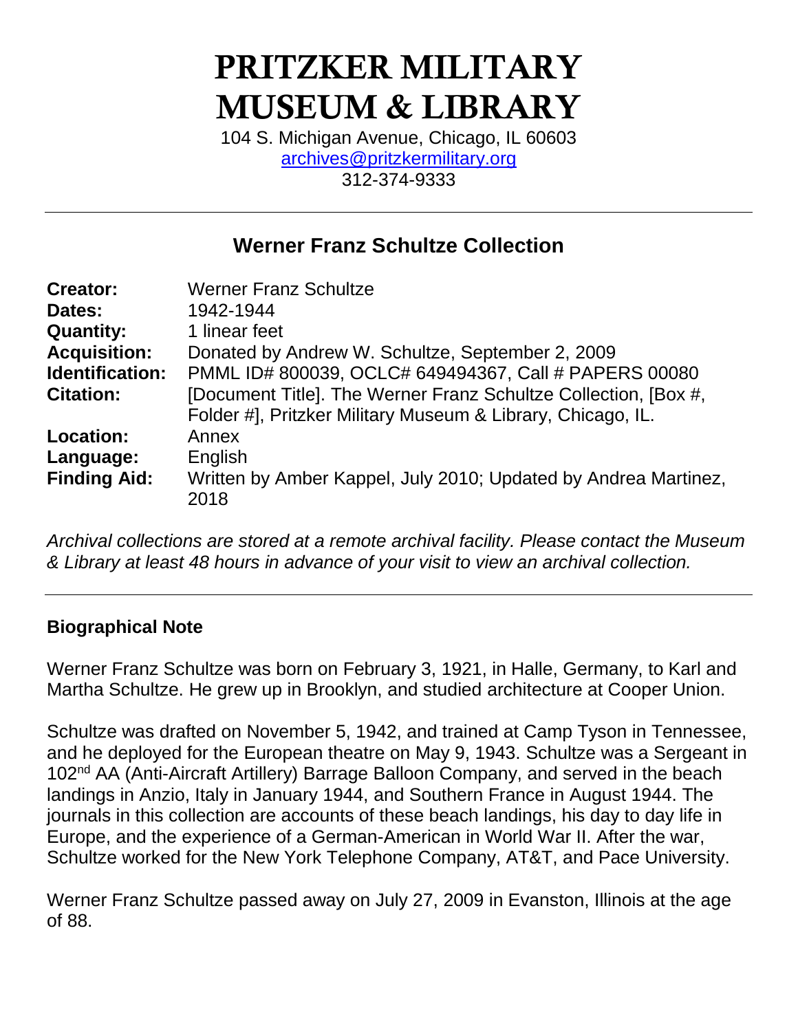# PRITZKER MILITARY MUSEUM & LIBRARY

104 S. Michigan Avenue, Chicago, IL 60603
archives@pritzkermilitary.org
312-374-9333

## Werner Franz Schultze Collection

| | |
|---|---|
| **Creator:** | Werner Franz Schultze |
| **Dates:** | 1942-1944 |
| **Quantity:** | 1 linear feet |
| **Acquisition:** | Donated by Andrew W. Schultze, September 2, 2009 |
| **Identification:** | PMML ID# 800039, OCLC# 649494367, Call # PAPERS 00080 |
| **Citation:** | [Document Title]. The Werner Franz Schultze Collection, [Box #, Folder #], Pritzker Military Museum & Library, Chicago, IL. |
| **Location:** | Annex |
| **Language:** | English |
| **Finding Aid:** | Written by Amber Kappel, July 2010; Updated by Andrea Martinez, 2018 |

*Archival collections are stored at a remote archival facility. Please contact the Museum & Library at least 48 hours in advance of your visit to view an archival collection.*

### Biographical Note

Werner Franz Schultze was born on February 3, 1921, in Halle, Germany, to Karl and Martha Schultze. He grew up in Brooklyn, and studied architecture at Cooper Union.

Schultze was drafted on November 5, 1942, and trained at Camp Tyson in Tennessee, and he deployed for the European theatre on May 9, 1943. Schultze was a Sergeant in 102nd AA (Anti-Aircraft Artillery) Barrage Balloon Company, and served in the beach landings in Anzio, Italy in January 1944, and Southern France in August 1944. The journals in this collection are accounts of these beach landings, his day to day life in Europe, and the experience of a German-American in World War II. After the war, Schultze worked for the New York Telephone Company, AT&T, and Pace University.

Werner Franz Schultze passed away on July 27, 2009 in Evanston, Illinois at the age of 88.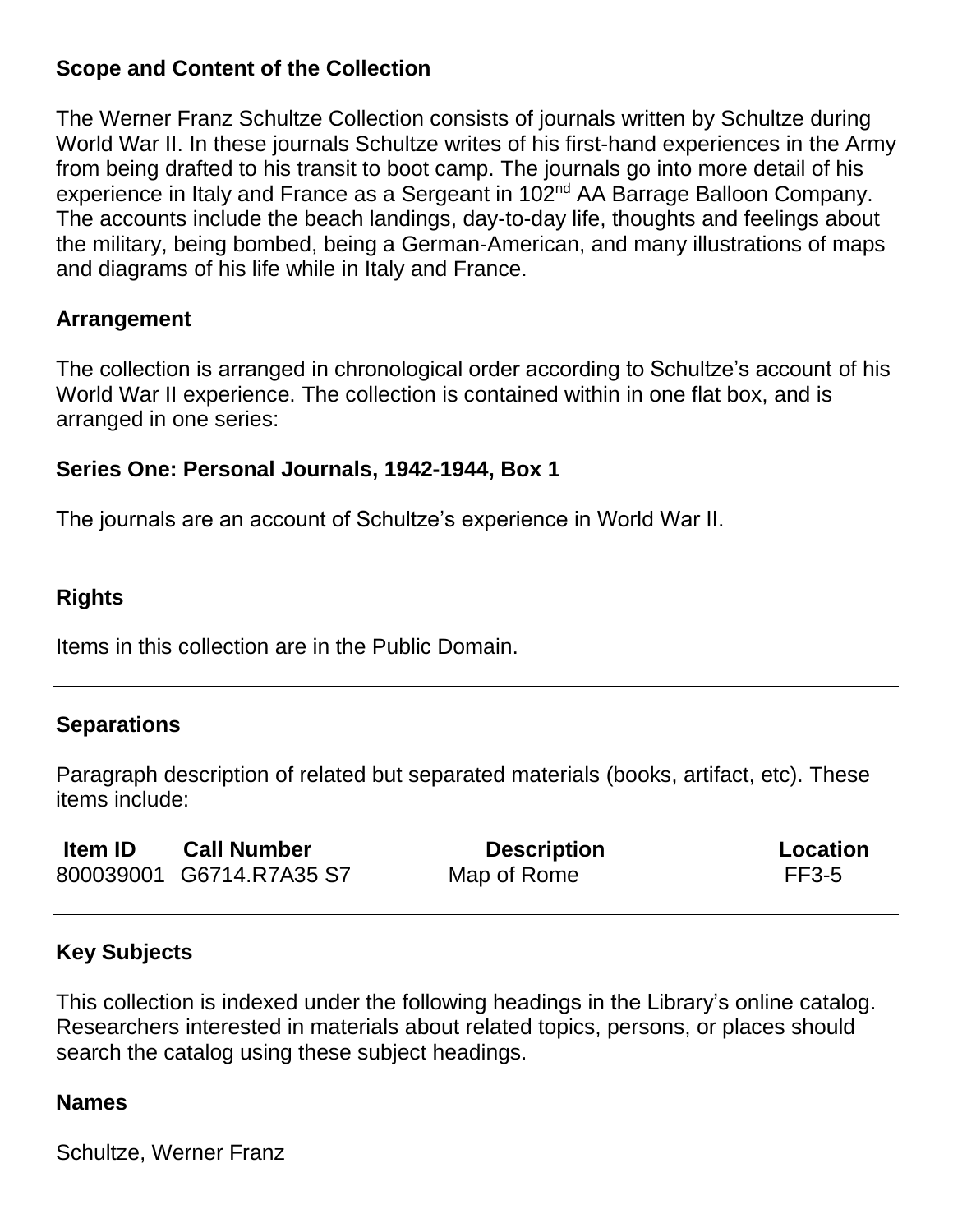### Scope and Content of the Collection

The Werner Franz Schultze Collection consists of journals written by Schultze during World War II. In these journals Schultze writes of his first-hand experiences in the Army from being drafted to his transit to boot camp. The journals go into more detail of his experience in Italy and France as a Sergeant in 102nd AA Barrage Balloon Company. The accounts include the beach landings, day-to-day life, thoughts and feelings about the military, being bombed, being a German-American, and many illustrations of maps and diagrams of his life while in Italy and France.

### Arrangement

The collection is arranged in chronological order according to Schultze's account of his World War II experience. The collection is contained within in one flat box, and is arranged in one series:

#### Series One: Personal Journals, 1942-1944, Box 1

The journals are an account of Schultze's experience in World War II.

---

### Rights

Items in this collection are in the Public Domain.

---

### Separations

Paragraph description of related but separated materials (books, artifact, etc). These items include:

| Item ID | Call Number | Description | Location |
|---|---|---|---|
| 800039001 | G6714.R7A35 S7 | Map of Rome | FF3-5 |

---

### Key Subjects

This collection is indexed under the following headings in the Library's online catalog. Researchers interested in materials about related topics, persons, or places should search the catalog using these subject headings.

#### Names

Schultze, Werner Franz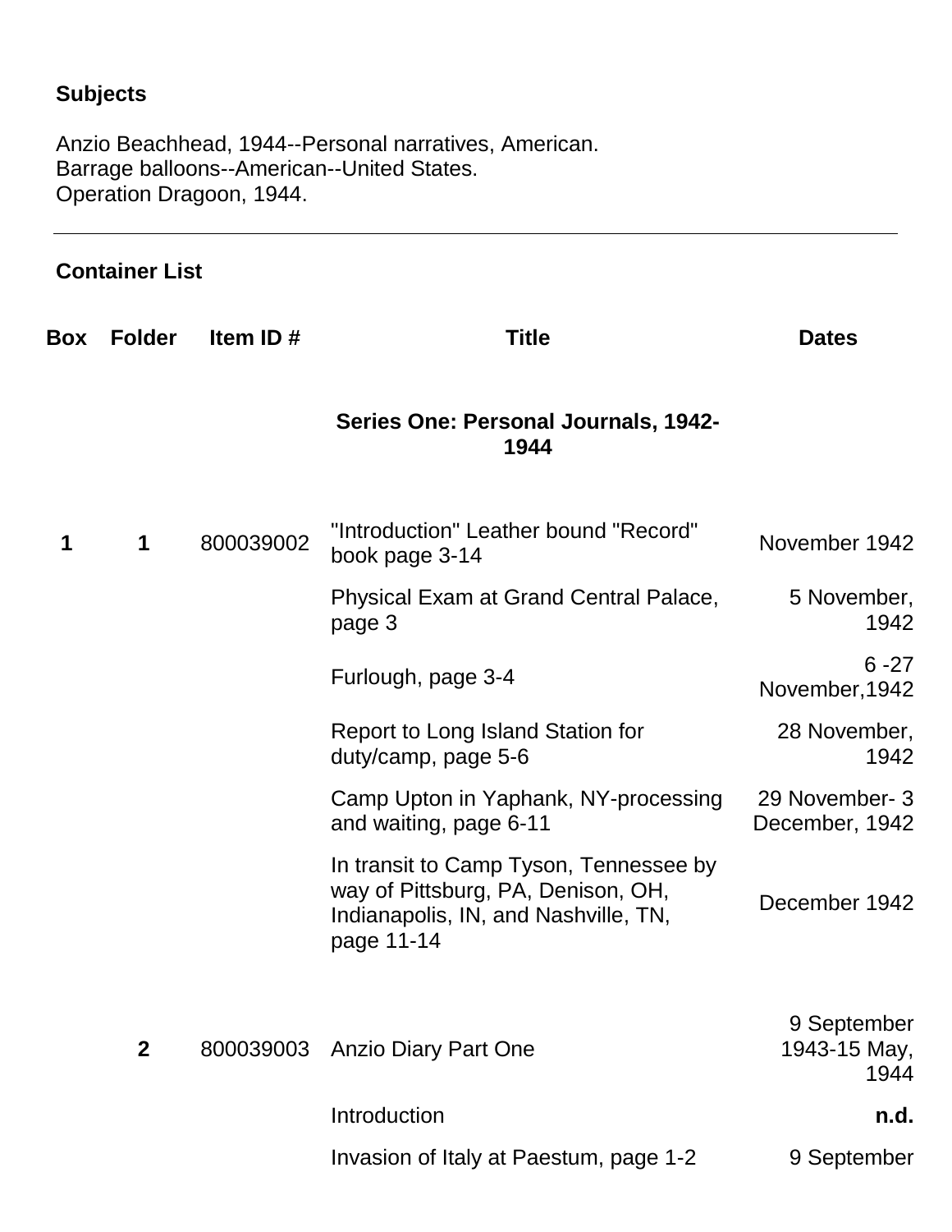## Subjects

Anzio Beachhead, 1944--Personal narratives, American.
Barrage balloons--American--United States.
Operation Dragoon, 1944.

---

## Container List

| Box | Folder | Item ID # | Title | Dates |
|---|---|---|---|---|
| | | | **Series One: Personal Journals, 1942-1944** | |
| **1** | **1** | 800039002 | "Introduction" Leather bound "Record" book page 3-14 | November 1942 |
| | | | Physical Exam at Grand Central Palace, page 3 | 5 November, 1942 |
| | | | Furlough, page 3-4 | 6 -27 November,1942 |
| | | | Report to Long Island Station for duty/camp, page 5-6 | 28 November, 1942 |
| | | | Camp Upton in Yaphank, NY-processing and waiting, page 6-11 | 29 November- 3 December, 1942 |
| | | | In transit to Camp Tyson, Tennessee by way of Pittsburg, PA, Denison, OH, Indianapolis, IN, and Nashville, TN, page 11-14 | December 1942 |
| | **2** | 800039003 | Anzio Diary Part One | 9 September 1943-15 May, 1944 |
| | | | Introduction | **n.d.** |
| | | | Invasion of Italy at Paestum, page 1-2 | 9 September |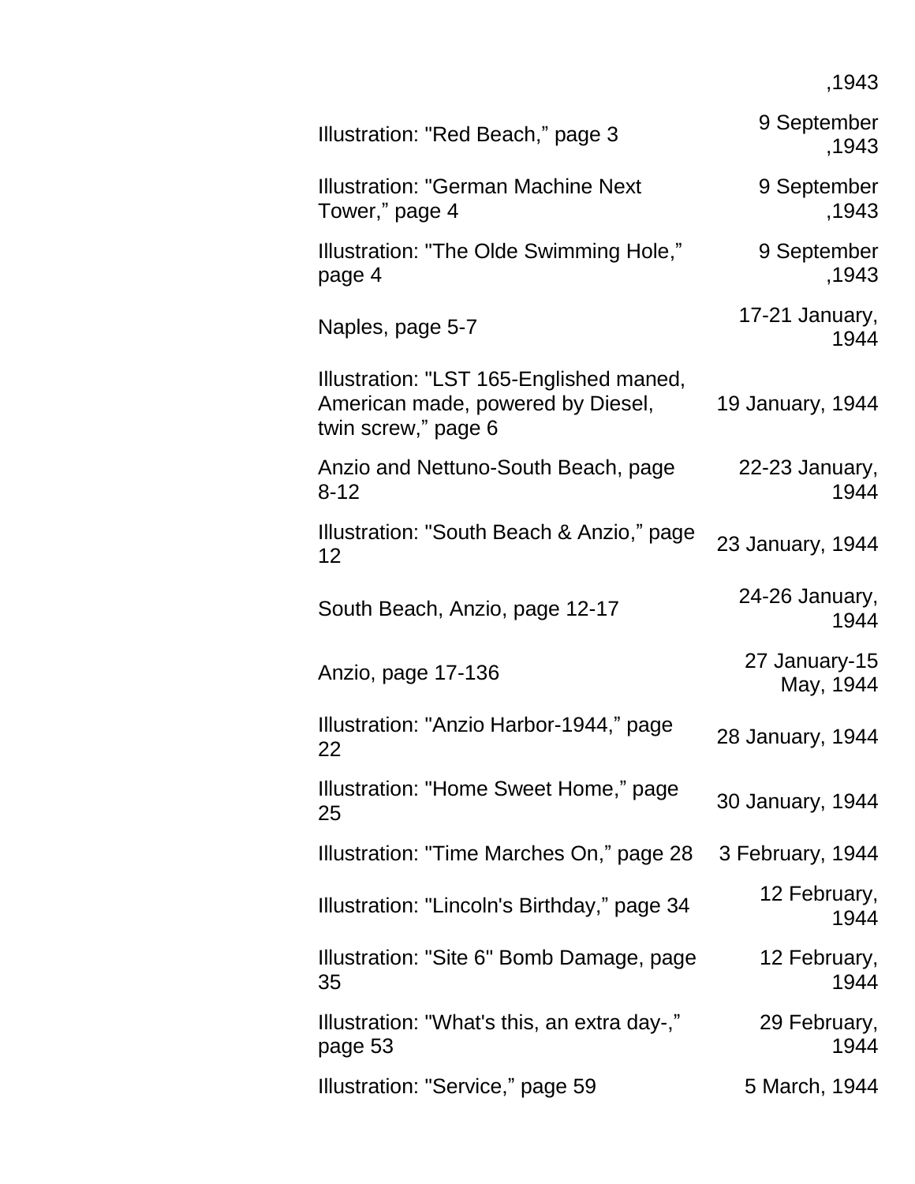| | |
|---|---|
| | ,1943 |
| Illustration: "Red Beach," page 3 | 9 September ,1943 |
| Illustration: "German Machine Next Tower," page 4 | 9 September ,1943 |
| Illustration: "The Olde Swimming Hole," page 4 | 9 September ,1943 |
| Naples, page 5-7 | 17-21 January, 1944 |
| Illustration: "LST 165-Englished maned, American made, powered by Diesel, twin screw," page 6 | 19 January, 1944 |
| Anzio and Nettuno-South Beach, page 8-12 | 22-23 January, 1944 |
| Illustration: "South Beach & Anzio," page 12 | 23 January, 1944 |
| South Beach, Anzio, page 12-17 | 24-26 January, 1944 |
| Anzio, page 17-136 | 27 January-15 May, 1944 |
| Illustration: "Anzio Harbor-1944," page 22 | 28 January, 1944 |
| Illustration: "Home Sweet Home," page 25 | 30 January, 1944 |
| Illustration: "Time Marches On," page 28 | 3 February, 1944 |
| Illustration: "Lincoln's Birthday," page 34 | 12 February, 1944 |
| Illustration: "Site 6" Bomb Damage, page 35 | 12 February, 1944 |
| Illustration: "What's this, an extra day-," page 53 | 29 February, 1944 |
| Illustration: "Service," page 59 | 5 March, 1944 |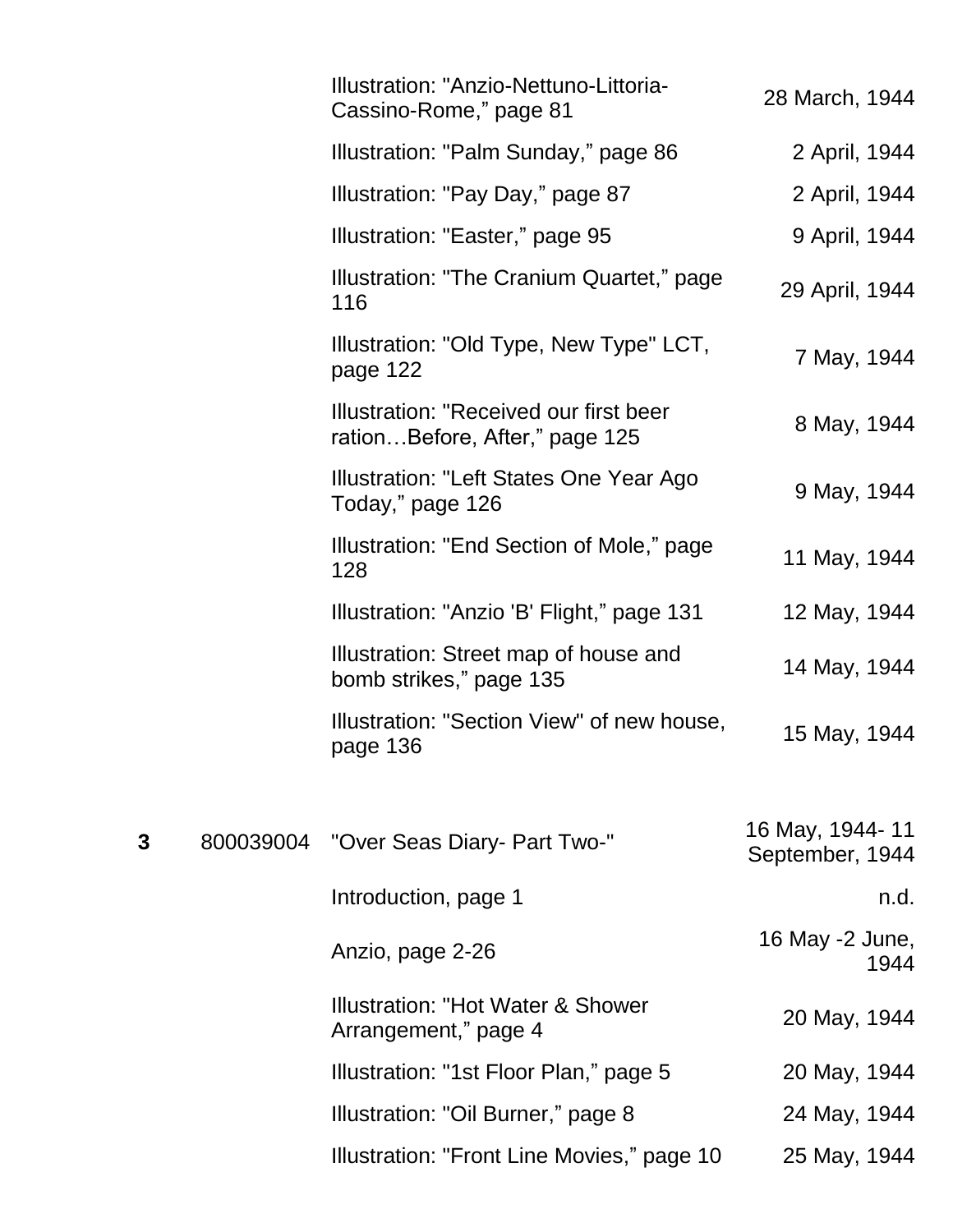| Box | Folder | Description | Date |
|---|---|---|---|
| | | Illustration: "Anzio-Nettuno-Littoria-Cassino-Rome," page 81 | 28 March, 1944 |
| | | Illustration: "Palm Sunday," page 86 | 2 April, 1944 |
| | | Illustration: "Pay Day," page 87 | 2 April, 1944 |
| | | Illustration: "Easter," page 95 | 9 April, 1944 |
| | | Illustration: "The Cranium Quartet," page 116 | 29 April, 1944 |
| | | Illustration: "Old Type, New Type" LCT, page 122 | 7 May, 1944 |
| | | Illustration: "Received our first beer ration…Before, After," page 125 | 8 May, 1944 |
| | | Illustration: "Left States One Year Ago Today," page 126 | 9 May, 1944 |
| | | Illustration: "End Section of Mole," page 128 | 11 May, 1944 |
| | | Illustration: "Anzio 'B' Flight," page 131 | 12 May, 1944 |
| | | Illustration: Street map of house and bomb strikes," page 135 | 14 May, 1944 |
| | | Illustration: "Section View" of new house, page 136 | 15 May, 1944 |
| **3** | 800039004 | "Over Seas Diary- Part Two-" | 16 May, 1944- 11 September, 1944 |
| | | Introduction, page 1 | n.d. |
| | | Anzio, page 2-26 | 16 May -2 June, 1944 |
| | | Illustration: "Hot Water & Shower Arrangement," page 4 | 20 May, 1944 |
| | | Illustration: "1st Floor Plan," page 5 | 20 May, 1944 |
| | | Illustration: "Oil Burner," page 8 | 24 May, 1944 |
| | | Illustration: "Front Line Movies," page 10 | 25 May, 1944 |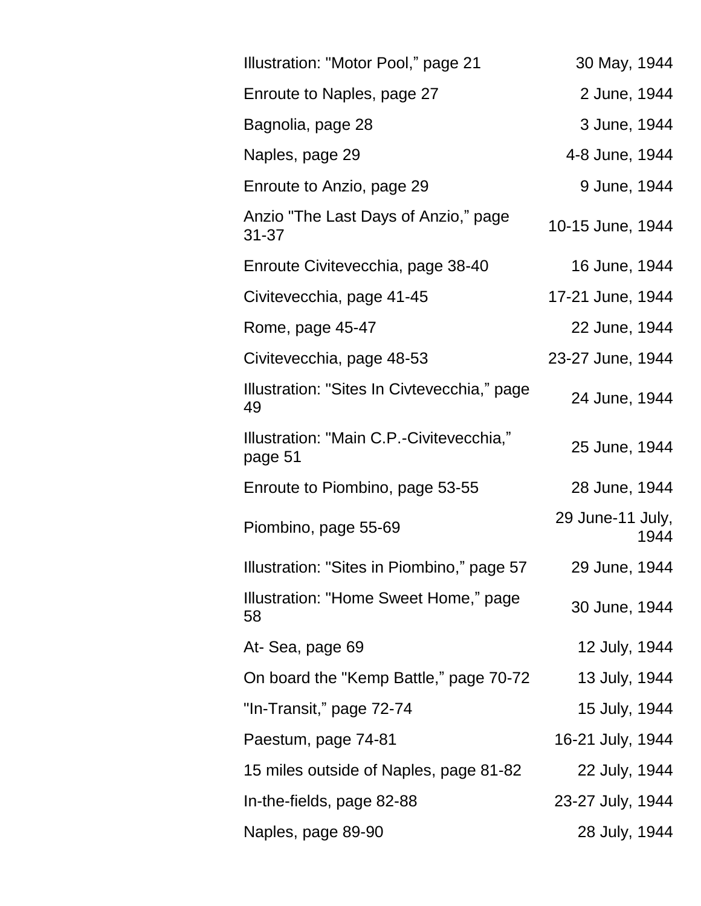| | |
|---|---|
| Illustration: "Motor Pool," page 21 | 30 May, 1944 |
| Enroute to Naples, page 27 | 2 June, 1944 |
| Bagnolia, page 28 | 3 June, 1944 |
| Naples, page 29 | 4-8 June, 1944 |
| Enroute to Anzio, page 29 | 9 June, 1944 |
| Anzio "The Last Days of Anzio," page 31-37 | 10-15 June, 1944 |
| Enroute Civitevecchia, page 38-40 | 16 June, 1944 |
| Civitevecchia, page 41-45 | 17-21 June, 1944 |
| Rome, page 45-47 | 22 June, 1944 |
| Civitevecchia, page 48-53 | 23-27 June, 1944 |
| Illustration: "Sites In Civtevecchia," page 49 | 24 June, 1944 |
| Illustration: "Main C.P.-Civitevecchia," page 51 | 25 June, 1944 |
| Enroute to Piombino, page 53-55 | 28 June, 1944 |
| Piombino, page 55-69 | 29 June-11 July, 1944 |
| Illustration: "Sites in Piombino," page 57 | 29 June, 1944 |
| Illustration: "Home Sweet Home," page 58 | 30 June, 1944 |
| At- Sea, page 69 | 12 July, 1944 |
| On board the "Kemp Battle," page 70-72 | 13 July, 1944 |
| "In-Transit," page 72-74 | 15 July, 1944 |
| Paestum, page 74-81 | 16-21 July, 1944 |
| 15 miles outside of Naples, page 81-82 | 22 July, 1944 |
| In-the-fields, page 82-88 | 23-27 July, 1944 |
| Naples, page 89-90 | 28 July, 1944 |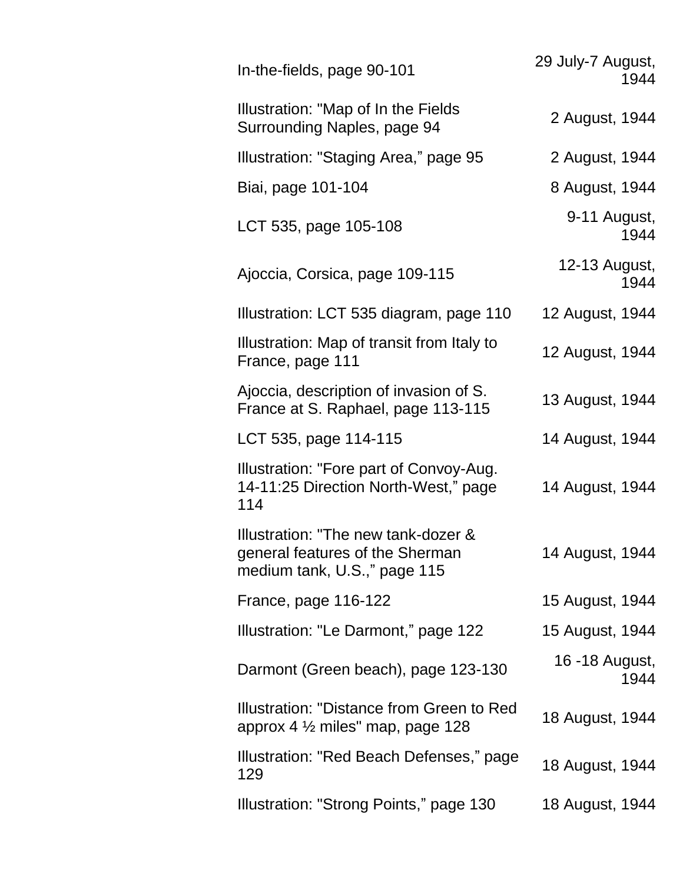| | |
|---|---|
| In-the-fields, page 90-101 | 29 July-7 August, 1944 |
| Illustration: "Map of In the Fields Surrounding Naples, page 94 | 2 August, 1944 |
| Illustration: "Staging Area," page 95 | 2 August, 1944 |
| Biai, page 101-104 | 8 August, 1944 |
| LCT 535, page 105-108 | 9-11 August, 1944 |
| Ajoccia, Corsica, page 109-115 | 12-13 August, 1944 |
| Illustration: LCT 535 diagram, page 110 | 12 August, 1944 |
| Illustration: Map of transit from Italy to France, page 111 | 12 August, 1944 |
| Ajoccia, description of invasion of S. France at S. Raphael, page 113-115 | 13 August, 1944 |
| LCT 535, page 114-115 | 14 August, 1944 |
| Illustration: "Fore part of Convoy-Aug. 14-11:25 Direction North-West," page 114 | 14 August, 1944 |
| Illustration: "The new tank-dozer & general features of the Sherman medium tank, U.S.," page 115 | 14 August, 1944 |
| France, page 116-122 | 15 August, 1944 |
| Illustration: "Le Darmont," page 122 | 15 August, 1944 |
| Darmont (Green beach), page 123-130 | 16 -18 August, 1944 |
| Illustration: "Distance from Green to Red approx 4 ½ miles" map, page 128 | 18 August, 1944 |
| Illustration: "Red Beach Defenses," page 129 | 18 August, 1944 |
| Illustration: "Strong Points," page 130 | 18 August, 1944 |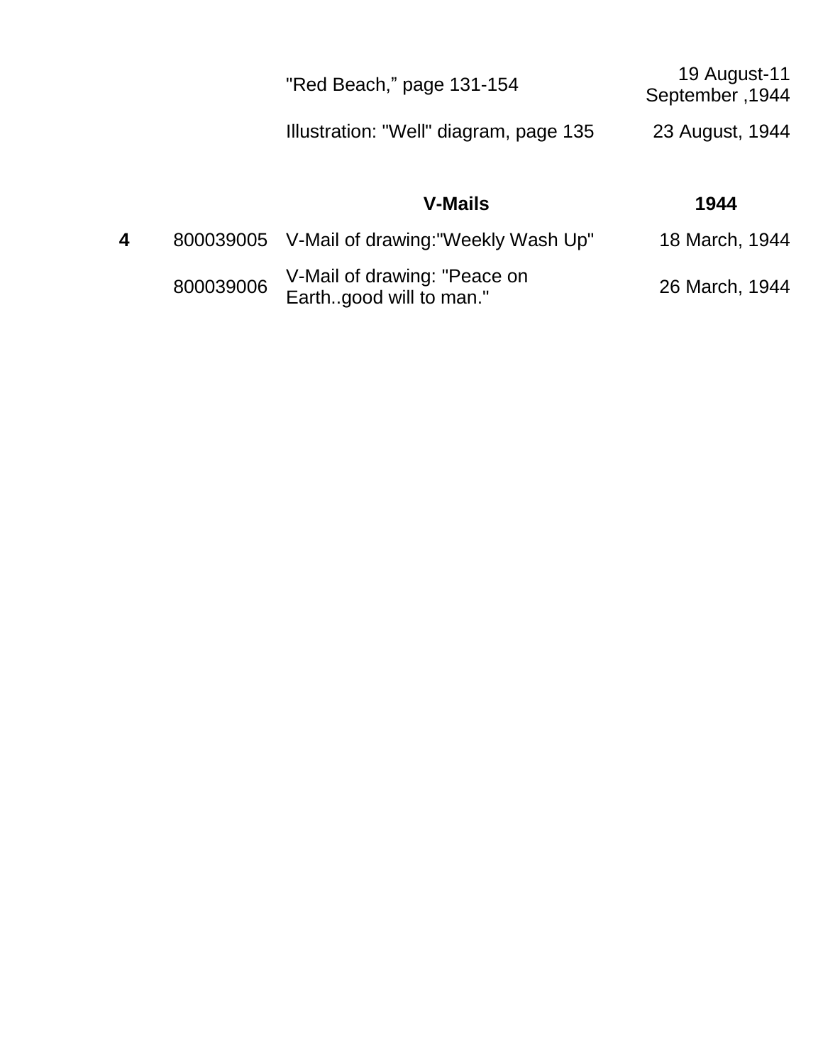| | | | |
|---|---|---|---|
| | | "Red Beach," page 131-154 | 19 August-11 September ,1944 |
| | | Illustration: "Well" diagram, page 135 | 23 August, 1944 |
| | | **V-Mails** | **1944** |
| **4** | 800039005 | V-Mail of drawing:"Weekly Wash Up" | 18 March, 1944 |
| | 800039006 | V-Mail of drawing: "Peace on Earth..good will to man." | 26 March, 1944 |